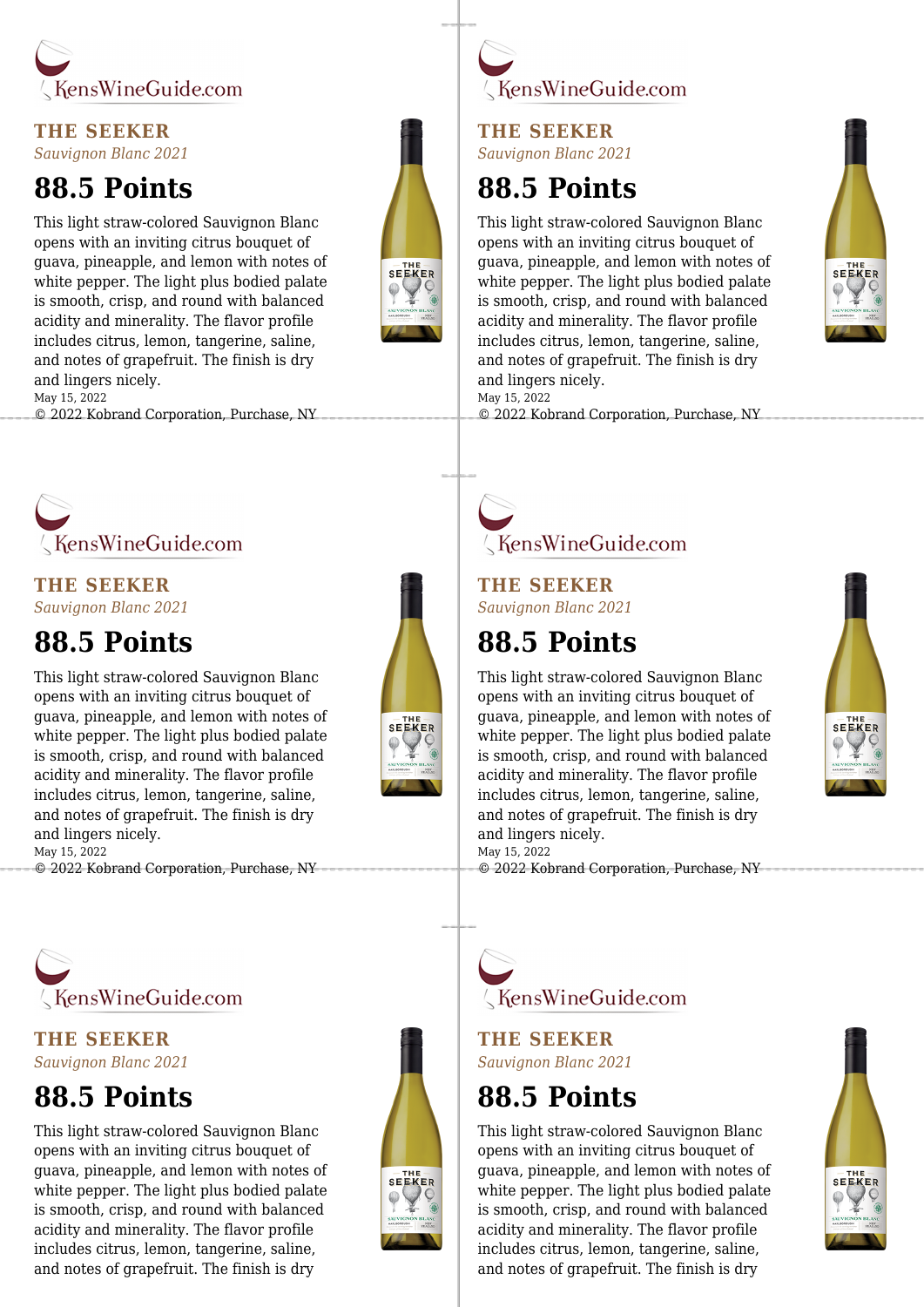KensWineGuide.com

## THE SEEKER

*Sauvignon Blanc 2021*

# 88.5 Points

This light straw-colored Sauvignon Blanc opens with an inviting citrus bouquet of guava, pineapple, and lemon with notes of white pepper. The light plus bodied palate is smooth, crisp, and round with balanced acidity and minerality. The flavor profile includes citrus, lemon, tangerine, saline, and notes of grapefruit. The finish is dry and lingers nicely.

May 15, 2022

© 2022 Kobrand Corporation, Purchase, NY

KensWineGuide.com

## THE SEEKER

*Sauvignon Blanc 2021*

# 88.5 Points

This light straw-colored Sauvignon Blanc opens with an inviting citrus bouquet of guava, pineapple, and lemon with notes of white pepper. The light plus bodied palate is smooth, crisp, and round with balanced acidity and minerality. The flavor profile includes citrus, lemon, tangerine, saline, and notes of grapefruit. The finish is dry and lingers nicely.

May 15, 2022

© 2022 Kobrand Corporation, Purchase, NY

KensWineGuide.com

## THE SEEKER

*Sauvignon Blanc 2021*

# 88.5 Points

This light straw-colored Sauvignon Blanc opens with an inviting citrus bouquet of guava, pineapple, and lemon with notes of white pepper. The light plus bodied palate is smooth, crisp, and round with balanced acidity and minerality. The flavor profile includes citrus, lemon, tangerine, saline, and notes of grapefruit. The finish is dry and lingers nicely.

May 15, 2022

© 2022 Kobrand Corporation, Purchase, NY

KensWineGuide.com

## THE SEEKER

*Sauvignon Blanc 2021*

# 88.5 Points

This light straw-colored Sauvignon Blanc opens with an inviting citrus bouquet of guava, pineapple, and lemon with notes of white pepper. The light plus bodied palate is smooth, crisp, and round with balanced acidity and minerality. The flavor profile includes citrus, lemon, tangerine, saline, and notes of grapefruit. The finish is dry and lingers nicely.

May 15, 2022

© 2022 Kobrand Corporation, Purchase, NY

KensWineGuide.com

## THE SEEKER

*Sauvignon Blanc 2021*

# 88.5 Points

This light straw-colored Sauvignon Blanc opens with an inviting citrus bouquet of guava, pineapple, and lemon with notes of white pepper. The light plus bodied palate is smooth, crisp, and round with balanced acidity and minerality. The flavor profile includes citrus, lemon, tangerine, saline, and notes of grapefruit. The finish is dry

KensWineGuide.com

## THE SEEKER

*Sauvignon Blanc 2021*

# 88.5 Points

This light straw-colored Sauvignon Blanc opens with an inviting citrus bouquet of guava, pineapple, and lemon with notes of white pepper. The light plus bodied palate is smooth, crisp, and round with balanced acidity and minerality. The flavor profile includes citrus, lemon, tangerine, saline, and notes of grapefruit. The finish is dry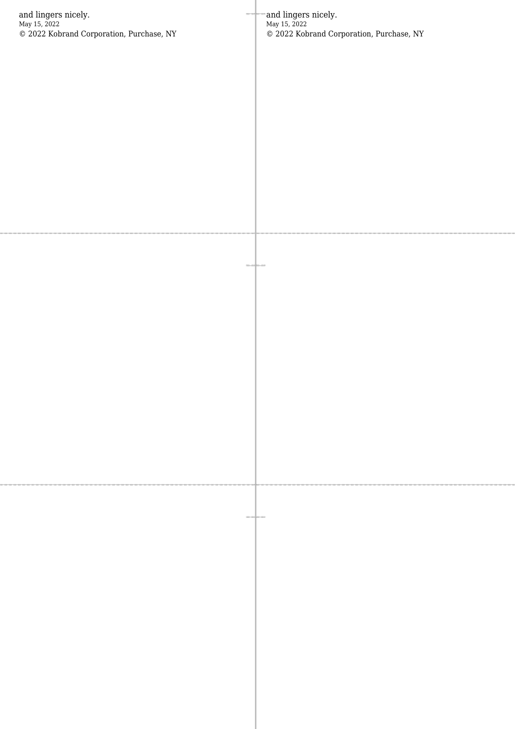and lingers nicely.
May 15, 2022
© 2022 Kobrand Corporation, Purchase, NY

and lingers nicely.
May 15, 2022
© 2022 Kobrand Corporation, Purchase, NY